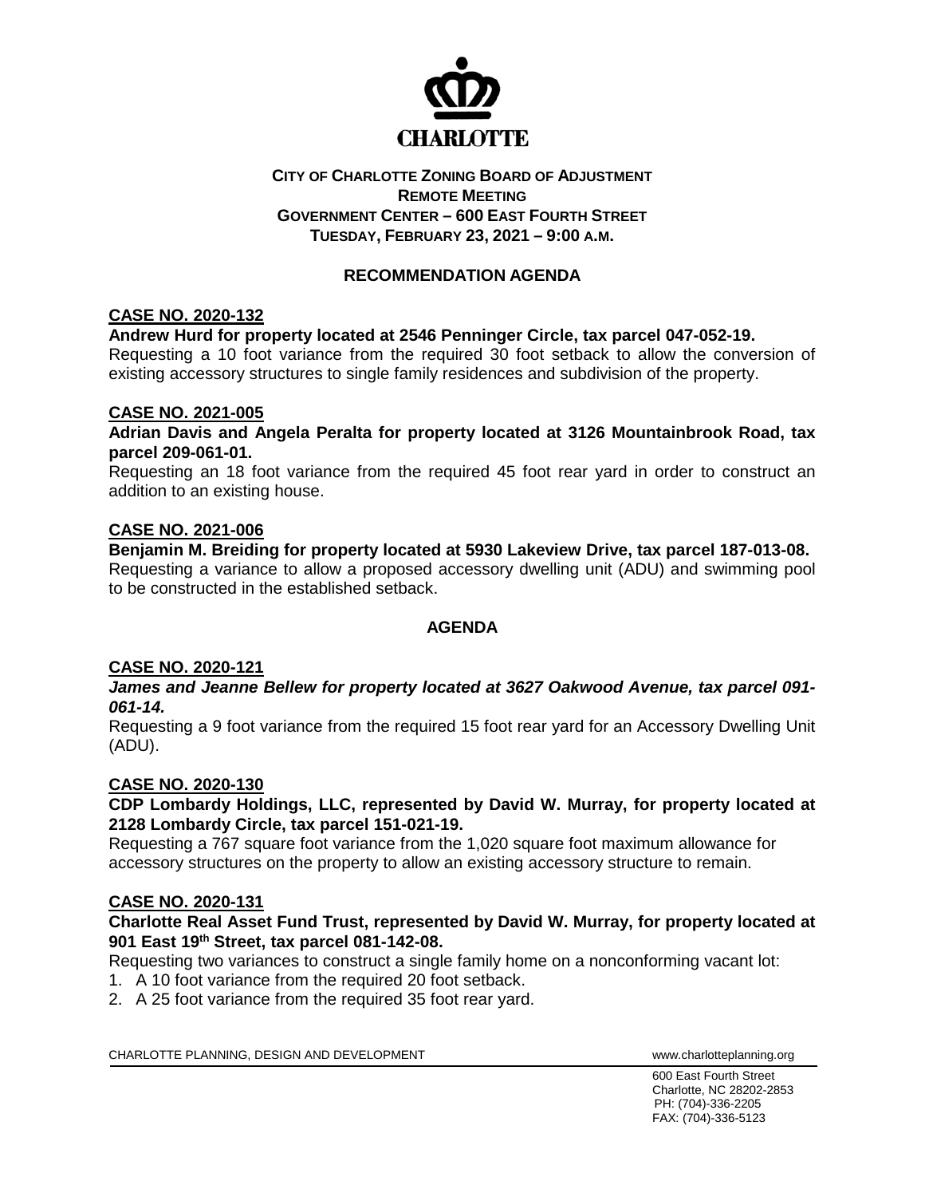CHARLOTTE

**CITY OF CHARLOTTE ZONING BOARD OF ADJUSTMENT**
**REMOTE MEETING**
**GOVERNMENT CENTER – 600 EAST FOURTH STREET**
**TUESDAY, FEBRUARY 23, 2021 – 9:00 A.M.**

## RECOMMENDATION AGENDA

**CASE NO. 2020-132**

**Andrew Hurd for property located at 2546 Penninger Circle, tax parcel 047-052-19.**
Requesting a 10 foot variance from the required 30 foot setback to allow the conversion of existing accessory structures to single family residences and subdivision of the property.

**CASE NO. 2021-005**

**Adrian Davis and Angela Peralta for property located at 3126 Mountainbrook Road, tax parcel 209-061-01.**
Requesting an 18 foot variance from the required 45 foot rear yard in order to construct an addition to an existing house.

**CASE NO. 2021-006**

**Benjamin M. Breiding for property located at 5930 Lakeview Drive, tax parcel 187-013-08.**
Requesting a variance to allow a proposed accessory dwelling unit (ADU) and swimming pool to be constructed in the established setback.

## AGENDA

**CASE NO. 2020-121**

***James and Jeanne Bellew for property located at 3627 Oakwood Avenue, tax parcel 091-061-14.***
Requesting a 9 foot variance from the required 15 foot rear yard for an Accessory Dwelling Unit (ADU).

**CASE NO. 2020-130**

**CDP Lombardy Holdings, LLC, represented by David W. Murray, for property located at 2128 Lombardy Circle, tax parcel 151-021-19.**
Requesting a 767 square foot variance from the 1,020 square foot maximum allowance for accessory structures on the property to allow an existing accessory structure to remain.

**CASE NO. 2020-131**

**Charlotte Real Asset Fund Trust, represented by David W. Murray, for property located at 901 East 19th Street, tax parcel 081-142-08.**
Requesting two variances to construct a single family home on a nonconforming vacant lot:

1. A 10 foot variance from the required 20 foot setback.
2. A 25 foot variance from the required 35 foot rear yard.

CHARLOTTE PLANNING, DESIGN AND DEVELOPMENT www.charlotteplanning.org

600 East Fourth Street
Charlotte, NC 28202-2853
PH: (704)-336-2205
FAX: (704)-336-5123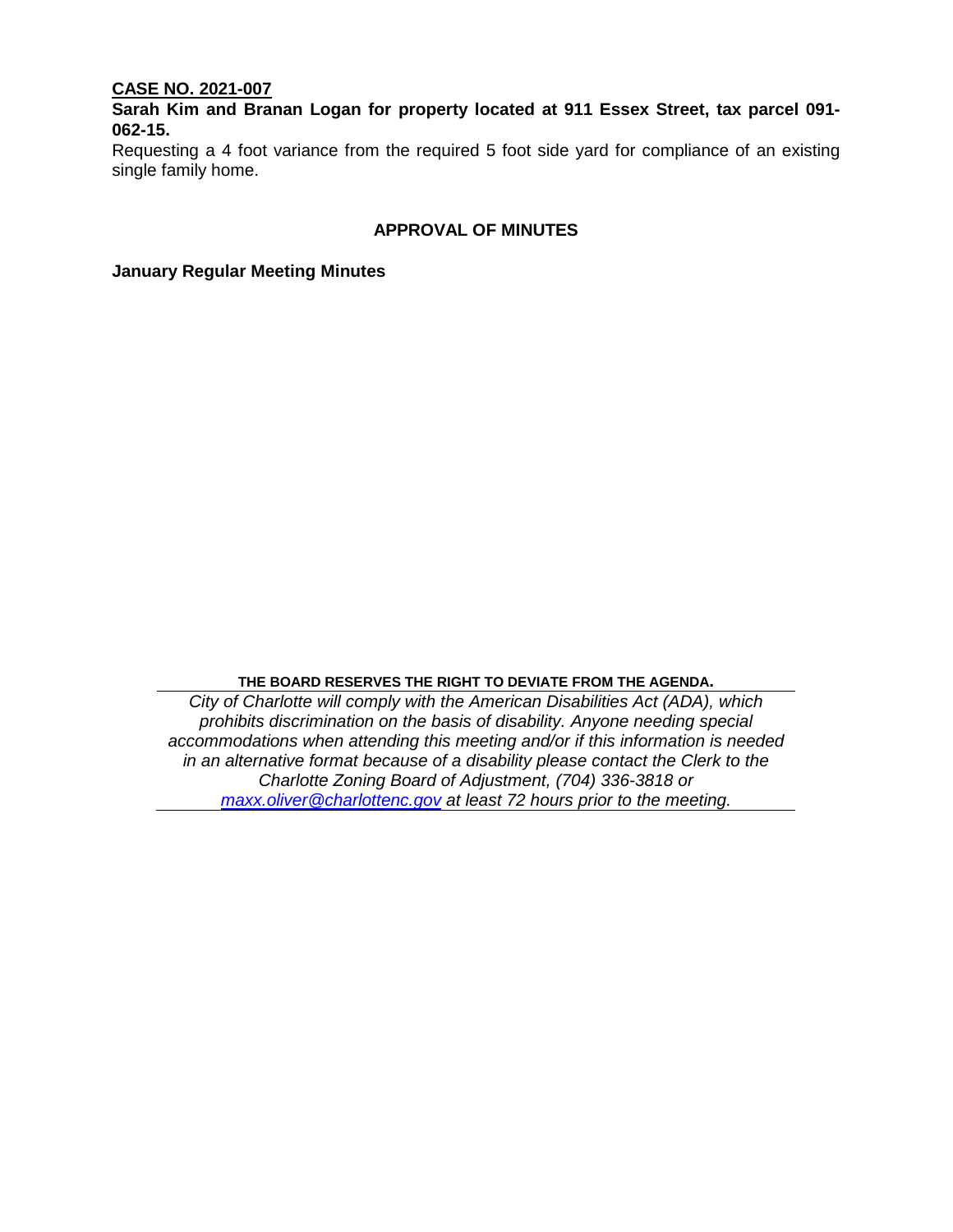**CASE NO. 2021-007**

**Sarah Kim and Branan Logan for property located at 911 Essex Street, tax parcel 091-062-15.**

Requesting a 4 foot variance from the required 5 foot side yard for compliance of an existing single family home.

## APPROVAL OF MINUTES

**January Regular Meeting Minutes**

**THE BOARD RESERVES THE RIGHT TO DEVIATE FROM THE AGENDA.**

*City of Charlotte will comply with the American Disabilities Act (ADA), which prohibits discrimination on the basis of disability. Anyone needing special accommodations when attending this meeting and/or if this information is needed in an alternative format because of a disability please contact the Clerk to the Charlotte Zoning Board of Adjustment, (704) 336-3818 or maxx.oliver@charlottenc.gov at least 72 hours prior to the meeting.*